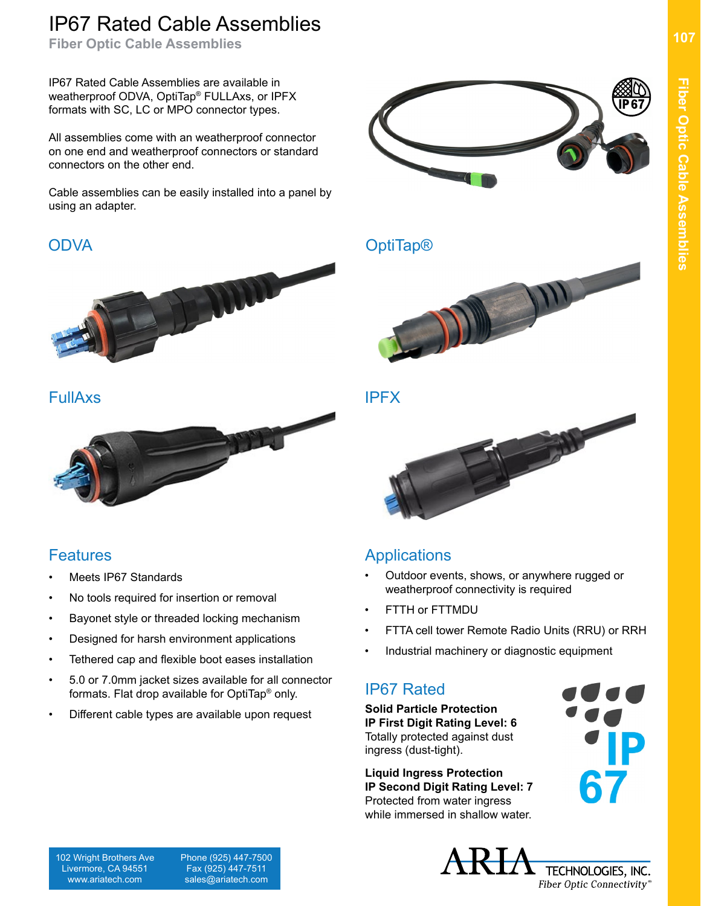# IP67 Rated Cable Assemblies

**Fiber Optic Cable Assemblies**

IP67 Rated Cable Assemblies are available in weatherproof ODVA, OptiTap® FULLAxs, or IPFX formats with SC, LC or MPO connector types.

All assemblies come with an weatherproof connector on one end and weatherproof connectors or standard connectors on the other end.

Cable assemblies can be easily installed into a panel by using an adapter.

## ODVA

## OptiTap®

## FullAxs

## IPFX

## Features

- Meets IP67 Standards
- No tools required for insertion or removal
- Bayonet style or threaded locking mechanism
- Designed for harsh environment applications
- Tethered cap and flexible boot eases installation
- 5.0 or 7.0mm jacket sizes available for all connector formats. Flat drop available for OptiTap® only.
- Different cable types are available upon request

## Applications

- Outdoor events, shows, or anywhere rugged or weatherproof connectivity is required
- FTTH or FTTMDU
- FTTA cell tower Remote Radio Units (RRU) or RRH
- Industrial machinery or diagnostic equipment

## IP67 Rated

**Solid Particle Protection**
**IP First Digit Rating Level: 6**
Totally protected against dust ingress (dust-tight).

**Liquid Ingress Protection**
**IP Second Digit Rating Level: 7**
Protected from water ingress while immersed in shallow water.

IP 67

102 Wright Brothers Ave
Livermore, CA 94551
www.ariatech.com

Phone (925) 447-7500
Fax (925) 447-7511
sales@ariatech.com

ARIA TECHNOLOGIES, INC.
Fiber Optic Connectivity®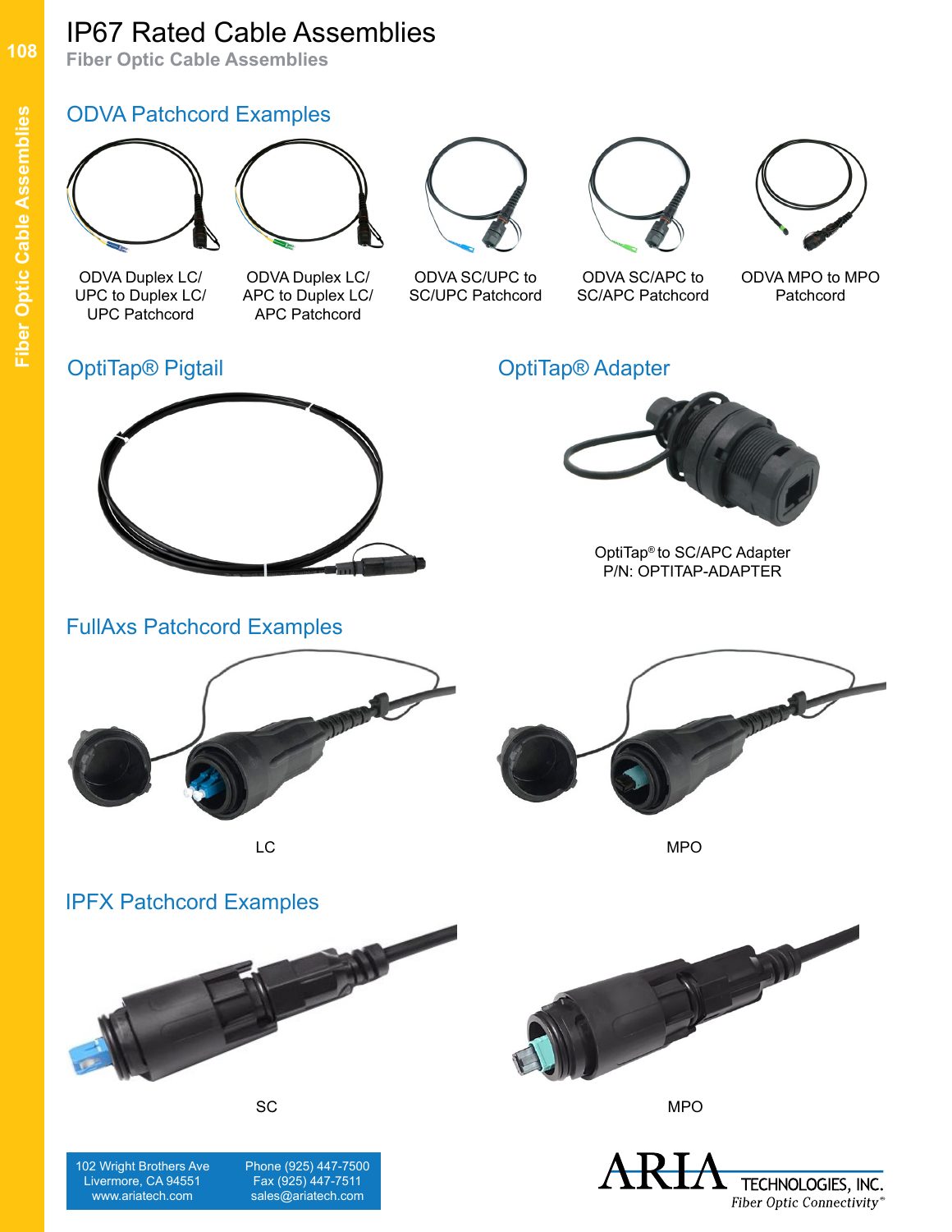# IP67 Rated Cable Assemblies

**Fiber Optic Cable Assemblies**

## ODVA Patchcord Examples

ODVA Duplex LC/ UPC to Duplex LC/ UPC Patchcord

ODVA Duplex LC/ APC to Duplex LC/ APC Patchcord

ODVA SC/UPC to SC/UPC Patchcord

ODVA SC/APC to SC/APC Patchcord

ODVA MPO to MPO Patchcord

## OptiTap® Pigtail

## OptiTap® Adapter

OptiTap® to SC/APC Adapter
P/N: OPTITAP-ADAPTER

## FullAxs Patchcord Examples

LC

MPO

## IPFX Patchcord Examples

SC

MPO

102 Wright Brothers Ave
Livermore, CA 94551
www.ariatech.com

Phone (925) 447-7500
Fax (925) 447-7511
sales@ariatech.com

ARIA TECHNOLOGIES, INC.
*Fiber Optic Connectivity®*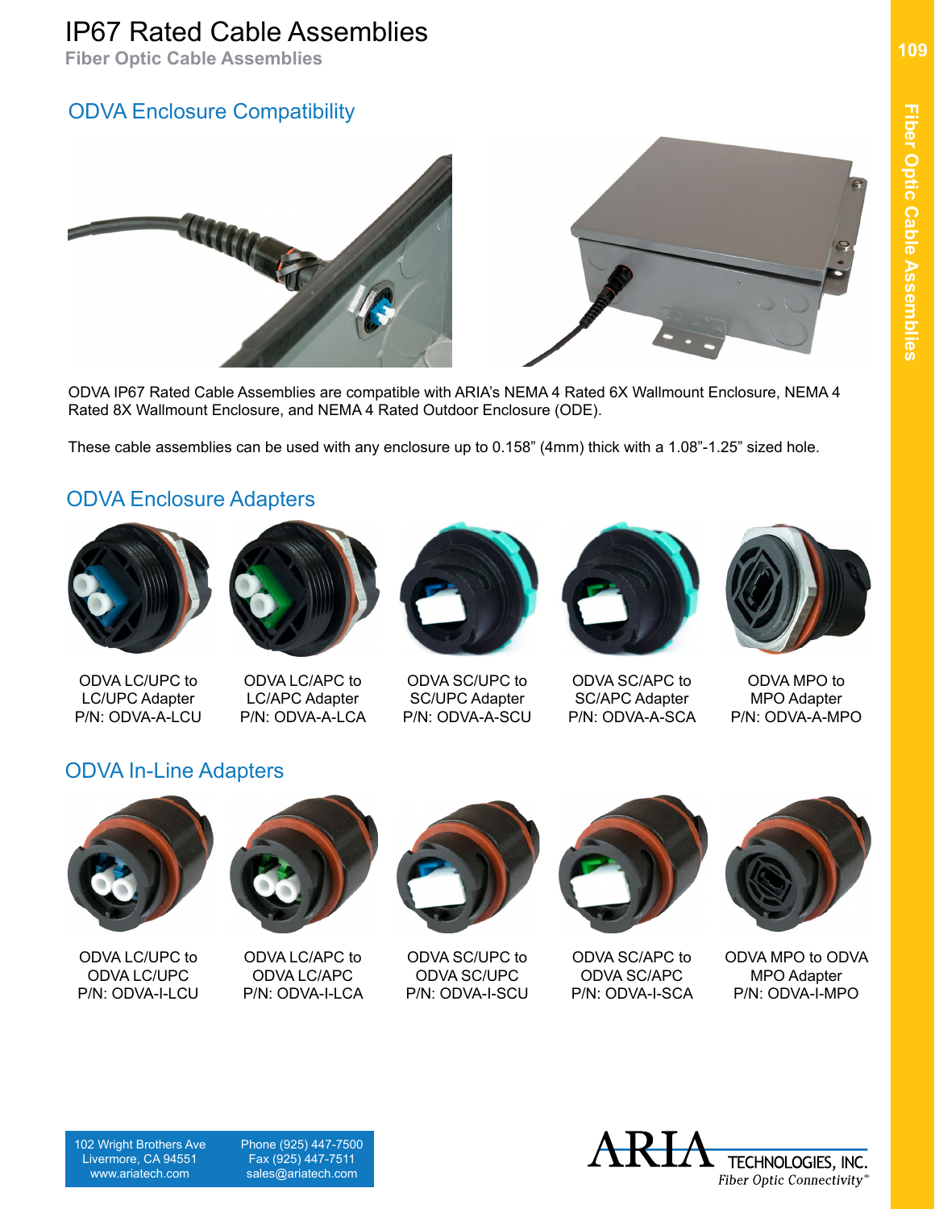# IP67 Rated Cable Assemblies

**Fiber Optic Cable Assemblies**

## ODVA Enclosure Compatibility

ODVA IP67 Rated Cable Assemblies are compatible with ARIA's NEMA 4 Rated 6X Wallmount Enclosure, NEMA 4 Rated 8X Wallmount Enclosure, and NEMA 4 Rated Outdoor Enclosure (ODE).

These cable assemblies can be used with any enclosure up to 0.158" (4mm) thick with a 1.08"-1.25" sized hole.

## ODVA Enclosure Adapters

ODVA LC/UPC to LC/UPC Adapter
P/N: ODVA-A-LCU

ODVA LC/APC to LC/APC Adapter
P/N: ODVA-A-LCA

ODVA SC/UPC to SC/UPC Adapter
P/N: ODVA-A-SCU

ODVA SC/APC to SC/APC Adapter
P/N: ODVA-A-SCA

ODVA MPO to MPO Adapter
P/N: ODVA-A-MPO

## ODVA In-Line Adapters

ODVA LC/UPC to ODVA LC/UPC
P/N: ODVA-I-LCU

ODVA LC/APC to ODVA LC/APC
P/N: ODVA-I-LCA

ODVA SC/UPC to ODVA SC/UPC
P/N: ODVA-I-SCU

ODVA SC/APC to ODVA SC/APC
P/N: ODVA-I-SCA

ODVA MPO to ODVA MPO Adapter
P/N: ODVA-I-MPO

102 Wright Brothers Ave
Livermore, CA 94551
www.ariatech.com

Phone (925) 447-7500
Fax (925) 447-7511
sales@ariatech.com

ARIA TECHNOLOGIES, INC.
*Fiber Optic Connectivity®*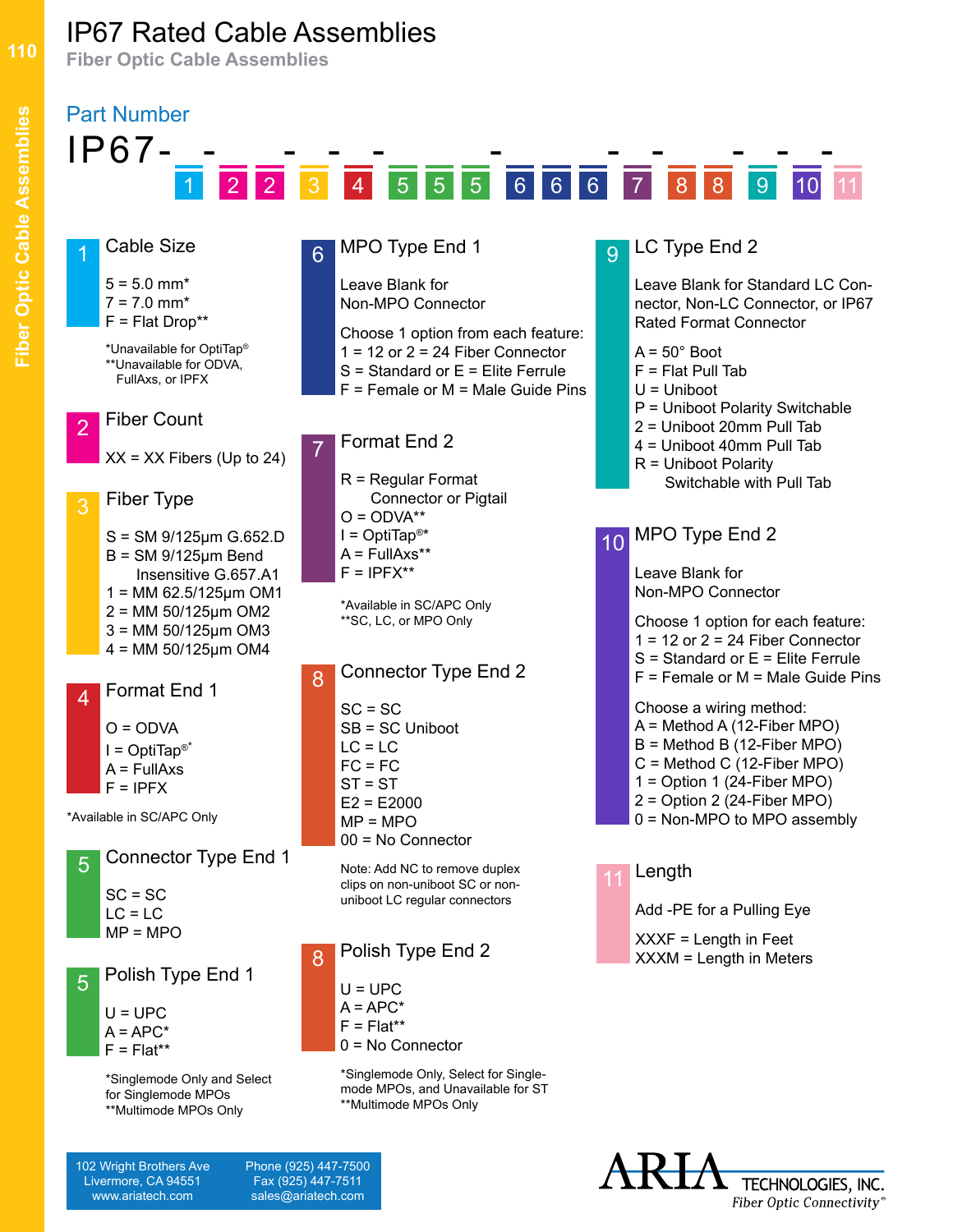# IP67 Rated Cable Assemblies

## Fiber Optic Cable Assemblies

### Part Number

IP67-_-_ _-_-_-_ _ _-_ _ _-_-_ _-_-_-_

1 | 2 2 | 3 | 4 | 5 5 5 | 6 6 6 | 7 | 8 8 | 9 | 10 | 11

### 1 Cable Size

5 = 5.0 mm*
7 = 7.0 mm*
F = Flat Drop**

*Unavailable for OptiTap®
**Unavailable for ODVA, FullAxs, or IPFX

### 2 Fiber Count

XX = XX Fibers (Up to 24)

### 3 Fiber Type

S = SM 9/125µm G.652.D
B = SM 9/125µm Bend Insensitive G.657.A1
1 = MM 62.5/125µm OM1
2 = MM 50/125µm OM2
3 = MM 50/125µm OM3
4 = MM 50/125µm OM4

### 4 Format End 1

O = ODVA
I = OptiTap®*
A = FullAxs
F = IPFX

*Available in SC/APC Only

### 5 Connector Type End 1

SC = SC
LC = LC
MP = MPO

### 5 Polish Type End 1

U = UPC
A = APC*
F = Flat**

*Singlemode Only and Select for Singlemode MPOs
**Multimode MPOs Only

### 6 MPO Type End 1

Leave Blank for Non-MPO Connector

Choose 1 option from each feature:
1 = 12 or 2 = 24 Fiber Connector
S = Standard or E = Elite Ferrule
F = Female or M = Male Guide Pins

### 7 Format End 2

R = Regular Format Connector or Pigtail
O = ODVA**
I = OptiTap®*
A = FullAxs**
F = IPFX**

*Available in SC/APC Only
**SC, LC, or MPO Only

### 8 Connector Type End 2

SC = SC
SB = SC Uniboot
LC = LC
FC = FC
ST = ST
E2 = E2000
MP = MPO
00 = No Connector

Note: Add NC to remove duplex clips on non-uniboot SC or non-uniboot LC regular connectors

### 8 Polish Type End 2

U = UPC
A = APC*
F = Flat**
0 = No Connector

*Singlemode Only, Select for Singlemode MPOs, and Unavailable for ST
**Multimode MPOs Only

### 9 LC Type End 2

Leave Blank for Standard LC Connector, Non-LC Connector, or IP67 Rated Format Connector

A = 50° Boot
F = Flat Pull Tab
U = Uniboot
P = Uniboot Polarity Switchable
2 = Uniboot 20mm Pull Tab
4 = Uniboot 40mm Pull Tab
R = Uniboot Polarity Switchable with Pull Tab

### 10 MPO Type End 2

Leave Blank for Non-MPO Connector

Choose 1 option for each feature:
1 = 12 or 2 = 24 Fiber Connector
S = Standard or E = Elite Ferrule
F = Female or M = Male Guide Pins

Choose a wiring method:
A = Method A (12-Fiber MPO)
B = Method B (12-Fiber MPO)
C = Method C (12-Fiber MPO)
1 = Option 1 (24-Fiber MPO)
2 = Option 2 (24-Fiber MPO)
0 = Non-MPO to MPO assembly

### 11 Length

Add -PE for a Pulling Eye

XXXF = Length in Feet
XXXM = Length in Meters

102 Wright Brothers Ave
Livermore, CA 94551
www.ariatech.com

Phone (925) 447-7500
Fax (925) 447-7511
sales@ariatech.com

ARIA TECHNOLOGIES, INC.
*Fiber Optic Connectivity®*